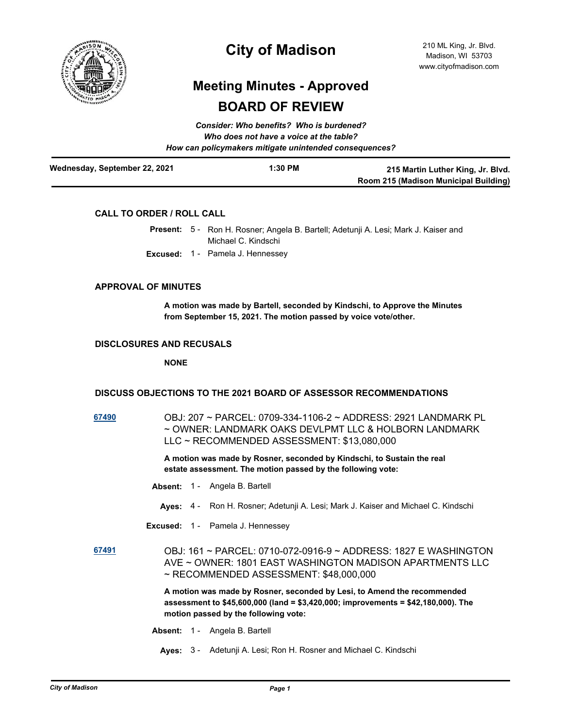# City of Madison

210 ML King, Jr. Blvd.
Madison, WI 53703
www.cityofmadison.com

## Meeting Minutes - Approved

## BOARD OF REVIEW

***Consider: Who benefits? Who is burdened?***
***Who does not have a voice at the table?***
***How can policymakers mitigate unintended consequences?***

**Wednesday, September 22, 2021** | **1:30 PM** | **215 Martin Luther King, Jr. Blvd. Room 215 (Madison Municipal Building)**

### CALL TO ORDER / ROLL CALL

**Present:** 5 - Ron H. Rosner; Angela B. Bartell; Adetunji A. Lesi; Mark J. Kaiser and Michael C. Kindschi

**Excused:** 1 - Pamela J. Hennessey

### APPROVAL OF MINUTES

**A motion was made by Bartell, seconded by Kindschi, to Approve the Minutes from September 15, 2021. The motion passed by voice vote/other.**

### DISCLOSURES AND RECUSALS

**NONE**

### DISCUSS OBJECTIONS TO THE 2021 BOARD OF ASSESSOR RECOMMENDATIONS

**67490** OBJ: 207 ~ PARCEL: 0709-334-1106-2 ~ ADDRESS: 2921 LANDMARK PL ~ OWNER: LANDMARK OAKS DEVLPMT LLC & HOLBORN LANDMARK LLC ~ RECOMMENDED ASSESSMENT: $13,080,000

**A motion was made by Rosner, seconded by Kindschi, to Sustain the real estate assessment. The motion passed by the following vote:**

**Absent:** 1 - Angela B. Bartell

**Ayes:** 4 - Ron H. Rosner; Adetunji A. Lesi; Mark J. Kaiser and Michael C. Kindschi

**Excused:** 1 - Pamela J. Hennessey

**67491** OBJ: 161 ~ PARCEL: 0710-072-0916-9 ~ ADDRESS: 1827 E WASHINGTON AVE ~ OWNER: 1801 EAST WASHINGTON MADISON APARTMENTS LLC ~ RECOMMENDED ASSESSMENT: $48,000,000

**A motion was made by Rosner, seconded by Lesi, to Amend the recommended assessment to $45,600,000 (land = $3,420,000; improvements = $42,180,000). The motion passed by the following vote:**

**Absent:** 1 - Angela B. Bartell

**Ayes:** 3 - Adetunji A. Lesi; Ron H. Rosner and Michael C. Kindschi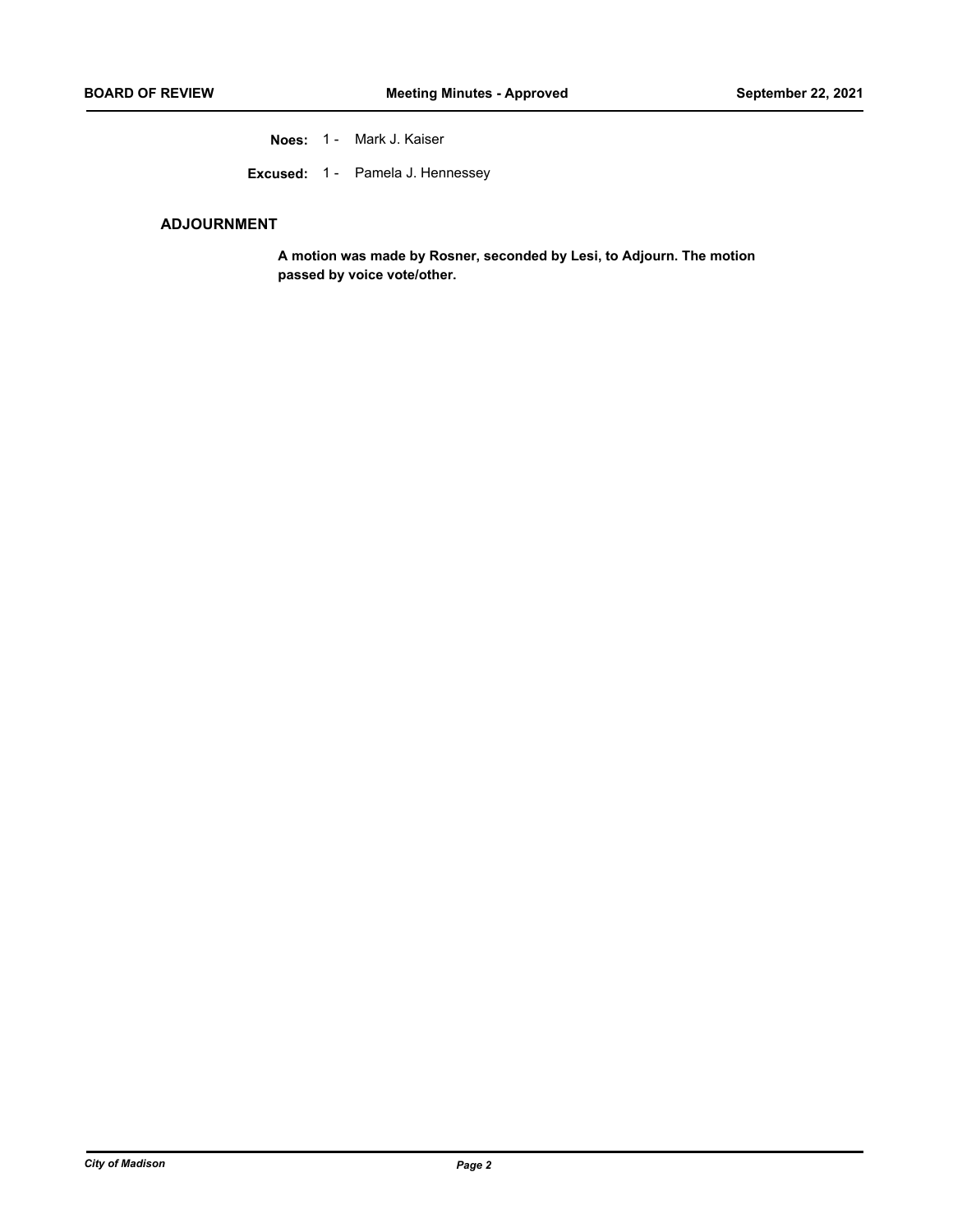**Noes:** 1 - Mark J. Kaiser

**Excused:** 1 - Pamela J. Hennessey

## ADJOURNMENT

**A motion was made by Rosner, seconded by Lesi, to Adjourn. The motion passed by voice vote/other.**